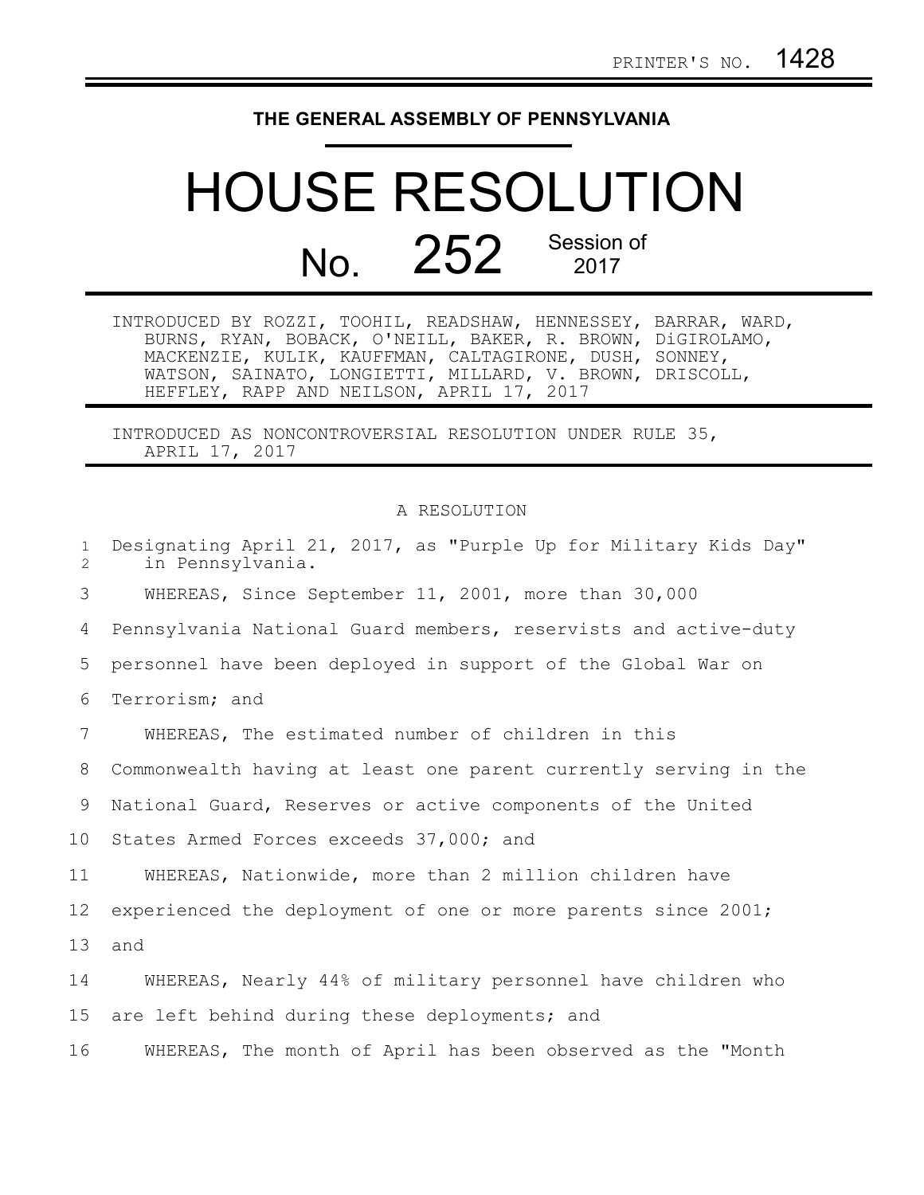PRINTER'S NO. 1428

# THE GENERAL ASSEMBLY OF PENNSYLVANIA

# HOUSE RESOLUTION

## No. 252 Session of 2017

INTRODUCED BY ROZZI, TOOHIL, READSHAW, HENNESSEY, BARRAR, WARD, BURNS, RYAN, BOBACK, O'NEILL, BAKER, R. BROWN, DiGIROLAMO, MACKENZIE, KULIK, KAUFFMAN, CALTAGIRONE, DUSH, SONNEY, WATSON, SAINATO, LONGIETTI, MILLARD, V. BROWN, DRISCOLL, HEFFLEY, RAPP AND NEILSON, APRIL 17, 2017

INTRODUCED AS NONCONTROVERSIAL RESOLUTION UNDER RULE 35, APRIL 17, 2017

A RESOLUTION

Designating April 21, 2017, as "Purple Up for Military Kids Day" in Pennsylvania.

WHEREAS, Since September 11, 2001, more than 30,000 Pennsylvania National Guard members, reservists and active-duty personnel have been deployed in support of the Global War on Terrorism; and

WHEREAS, The estimated number of children in this Commonwealth having at least one parent currently serving in the National Guard, Reserves or active components of the United States Armed Forces exceeds 37,000; and

WHEREAS, Nationwide, more than 2 million children have experienced the deployment of one or more parents since 2001; and

WHEREAS, Nearly 44% of military personnel have children who are left behind during these deployments; and

WHEREAS, The month of April has been observed as the "Month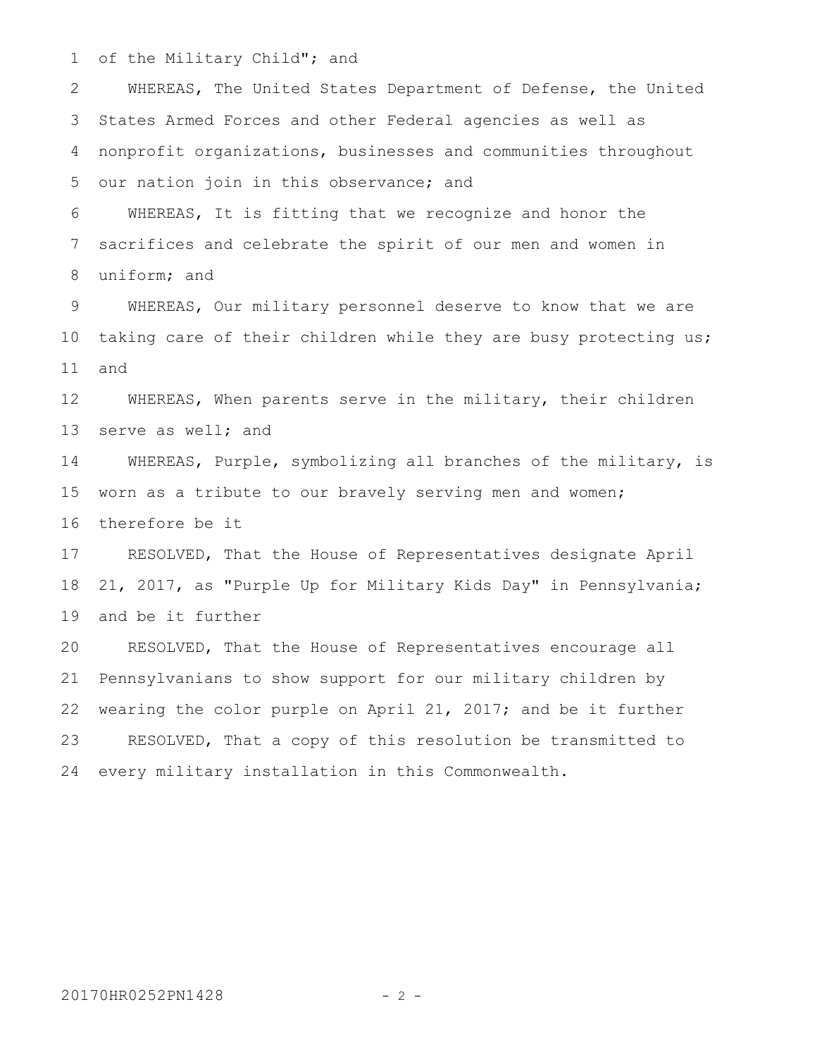of the Military Child"; and

WHEREAS, The United States Department of Defense, the United States Armed Forces and other Federal agencies as well as nonprofit organizations, businesses and communities throughout our nation join in this observance; and

WHEREAS, It is fitting that we recognize and honor the sacrifices and celebrate the spirit of our men and women in uniform; and

WHEREAS, Our military personnel deserve to know that we are taking care of their children while they are busy protecting us; and

WHEREAS, When parents serve in the military, their children serve as well; and

WHEREAS, Purple, symbolizing all branches of the military, is worn as a tribute to our bravely serving men and women; therefore be it

RESOLVED, That the House of Representatives designate April 21, 2017, as "Purple Up for Military Kids Day" in Pennsylvania; and be it further

RESOLVED, That the House of Representatives encourage all Pennsylvanians to show support for our military children by wearing the color purple on April 21, 2017; and be it further

RESOLVED, That a copy of this resolution be transmitted to every military installation in this Commonwealth.